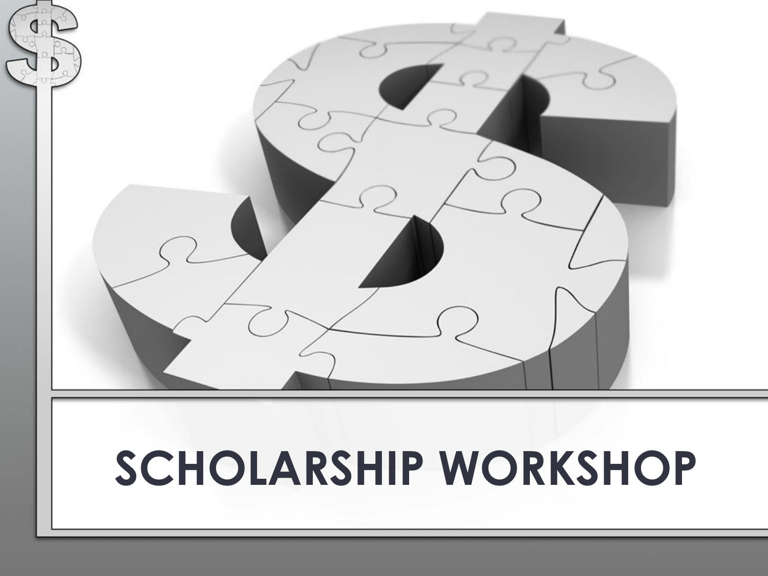# SCHOLARSHIP WORKSHOP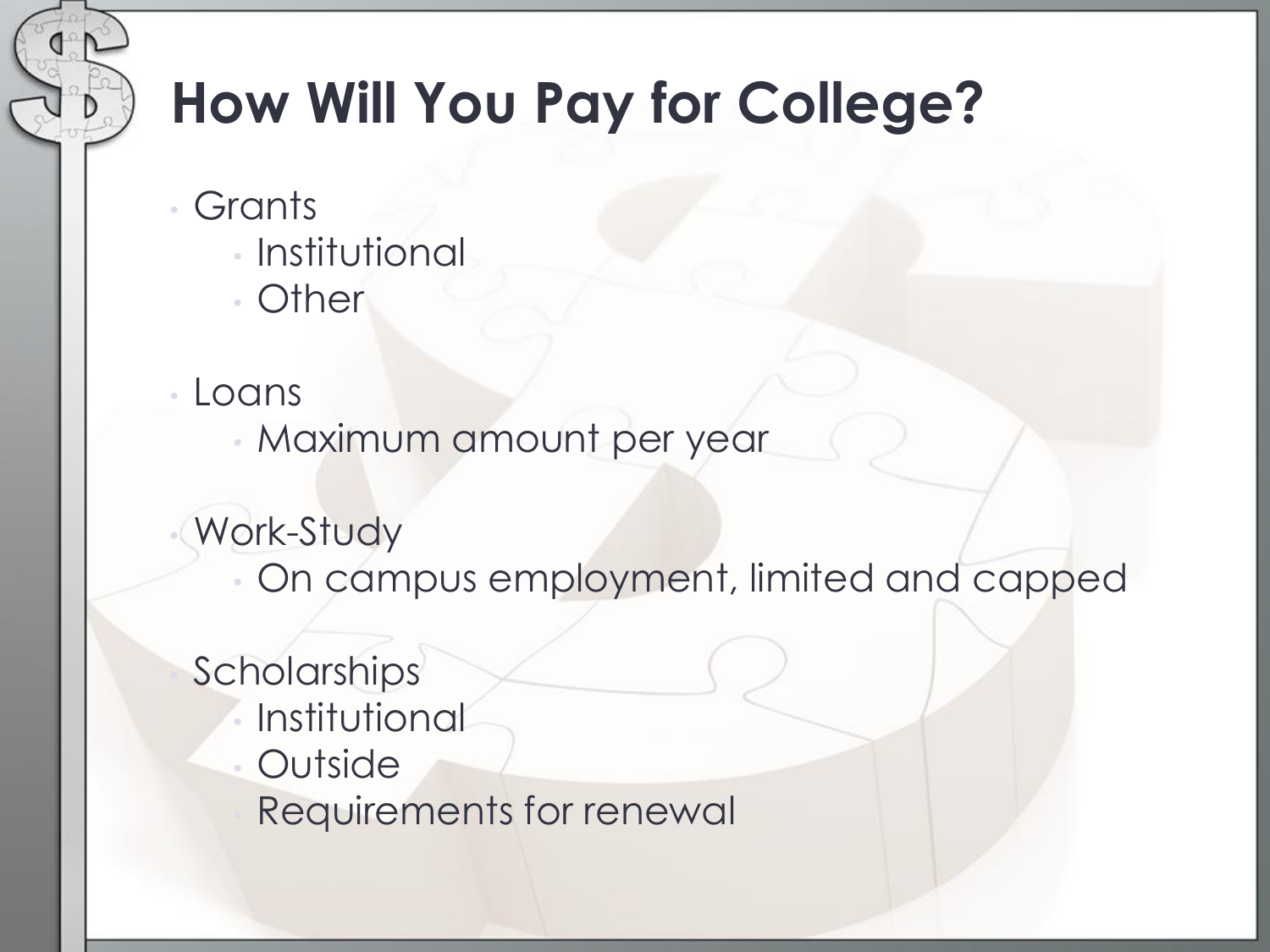# How Will You Pay for College?

- Grants
  - Institutional
  - Other
- Loans
  - Maximum amount per year
- Work-Study
  - On campus employment, limited and capped
- Scholarships
  - Institutional
  - Outside
  - Requirements for renewal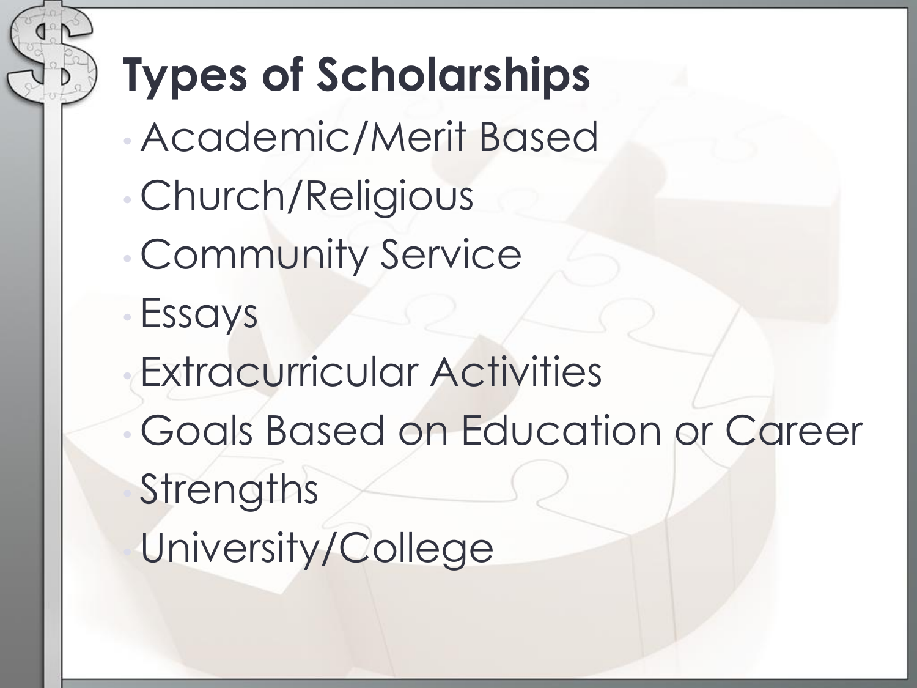# Types of Scholarships

- Academic/Merit Based
- Church/Religious
- Community Service
- Essays
- Extracurricular Activities
- Goals Based on Education or Career
- Strengths
- University/College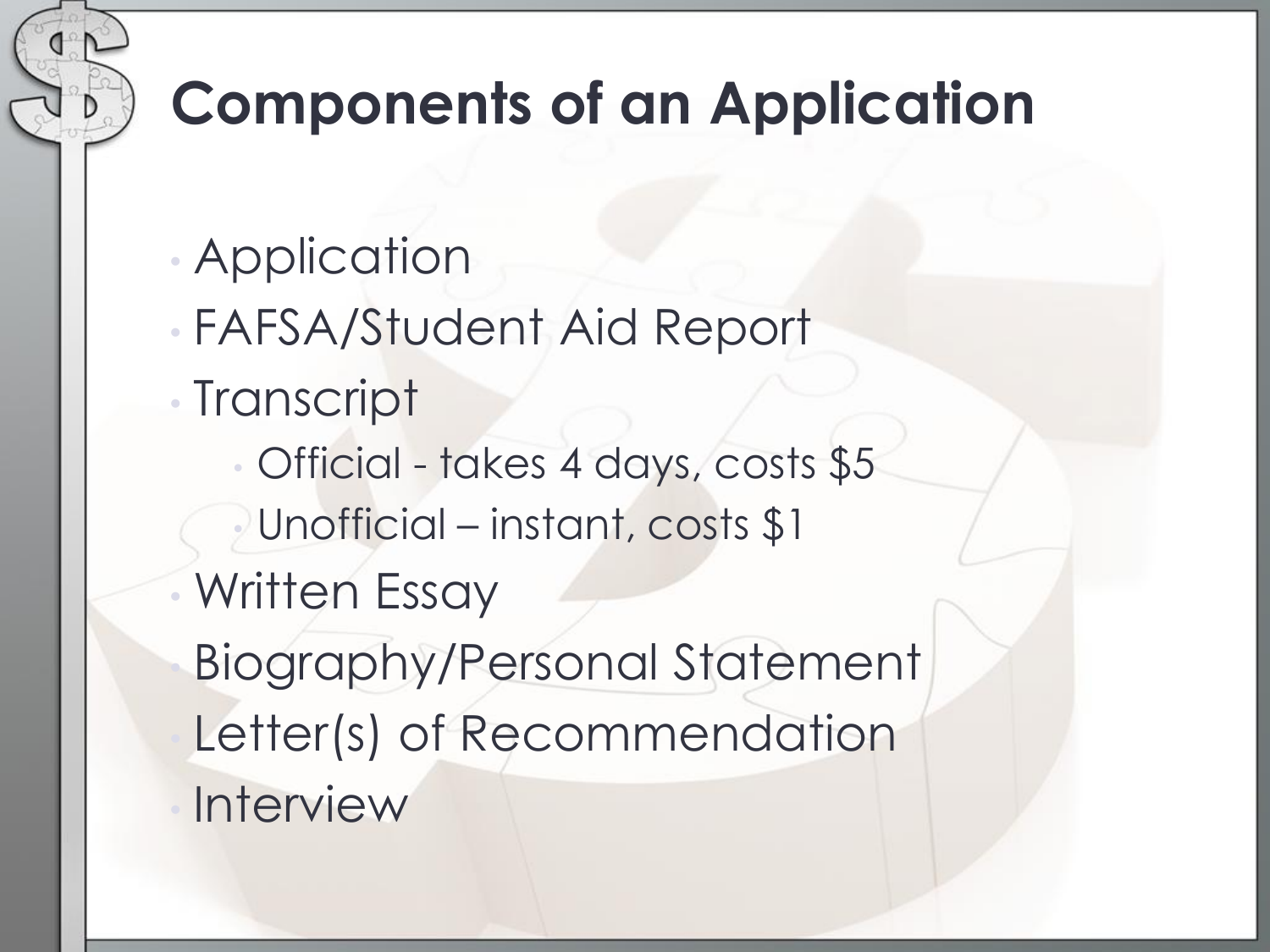# Components of an Application

- Application
- FAFSA/Student Aid Report
- Transcript
  - Official - takes 4 days, costs $5
  - Unofficial – instant, costs $1
- Written Essay
- Biography/Personal Statement
- Letter(s) of Recommendation
- Interview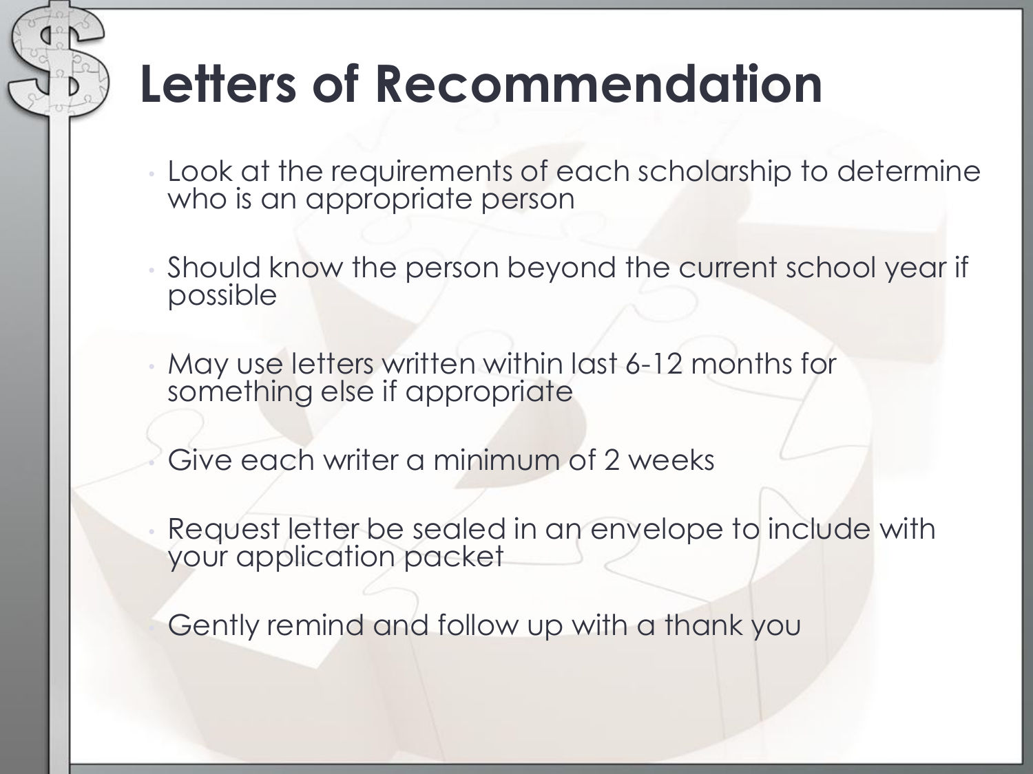# Letters of Recommendation

- Look at the requirements of each scholarship to determine who is an appropriate person
- Should know the person beyond the current school year if possible
- May use letters written within last 6-12 months for something else if appropriate
- Give each writer a minimum of 2 weeks
- Request letter be sealed in an envelope to include with your application packet
- Gently remind and follow up with a thank you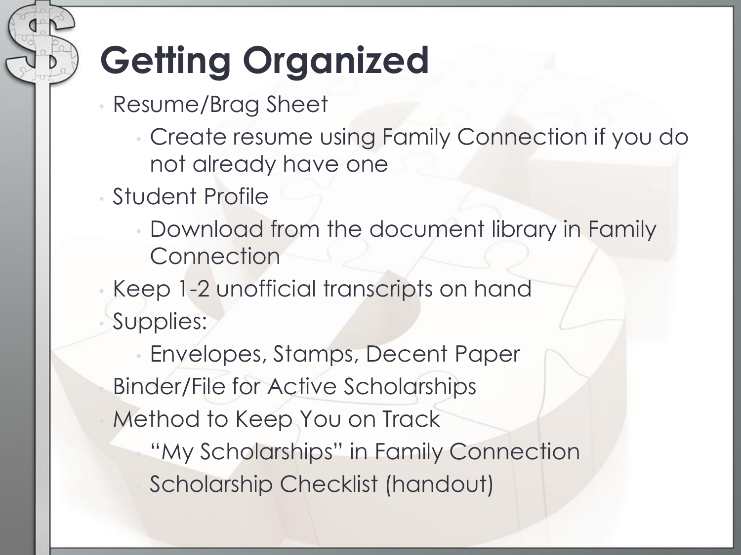# Getting Organized

- Resume/Brag Sheet
  - Create resume using Family Connection if you do not already have one
- Student Profile
  - Download from the document library in Family Connection
- Keep 1-2 unofficial transcripts on hand
- Supplies:
  - Envelopes, Stamps, Decent Paper
- Binder/File for Active Scholarships
- Method to Keep You on Track
  - "My Scholarships" in Family Connection
  - Scholarship Checklist (handout)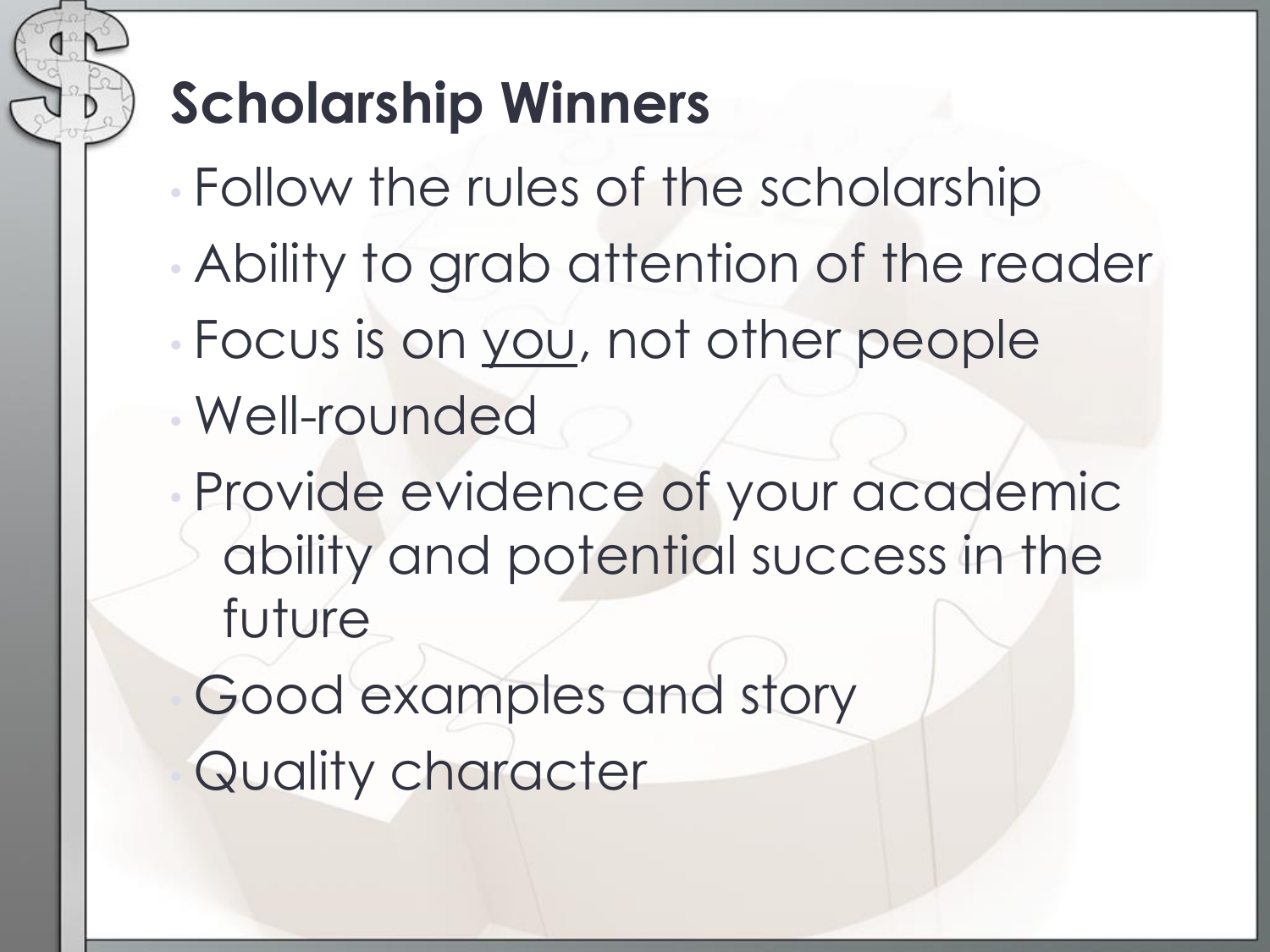# Scholarship Winners

- Follow the rules of the scholarship
- Ability to grab attention of the reader
- Focus is on <u>you</u>, not other people
- Well-rounded
- Provide evidence of your academic ability and potential success in the future
- Good examples and story
- Quality character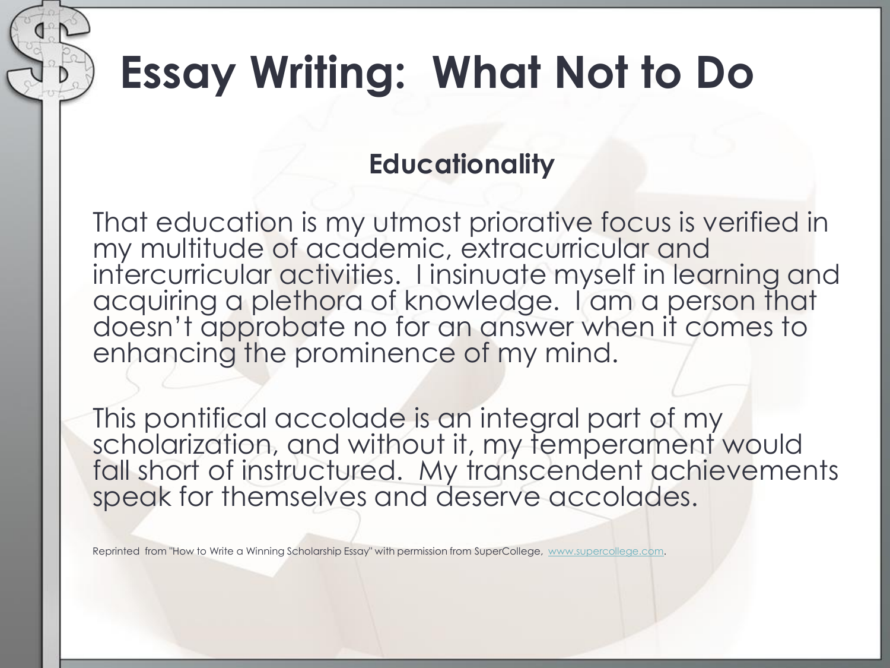# Essay Writing: What Not to Do

## Educationality

That education is my utmost priorative focus is verified in my multitude of academic, extracurricular and intercurricular activities. I insinuate myself in learning and acquiring a plethora of knowledge. I am a person that doesn't approbate no for an answer when it comes to enhancing the prominence of my mind.

This pontifical accolade is an integral part of my scholarization, and without it, my temperament would fall short of instructured. My transcendent achievements speak for themselves and deserve accolades.

Reprinted from "How to Write a Winning Scholarship Essay" with permission from SuperCollege, www.supercollege.com.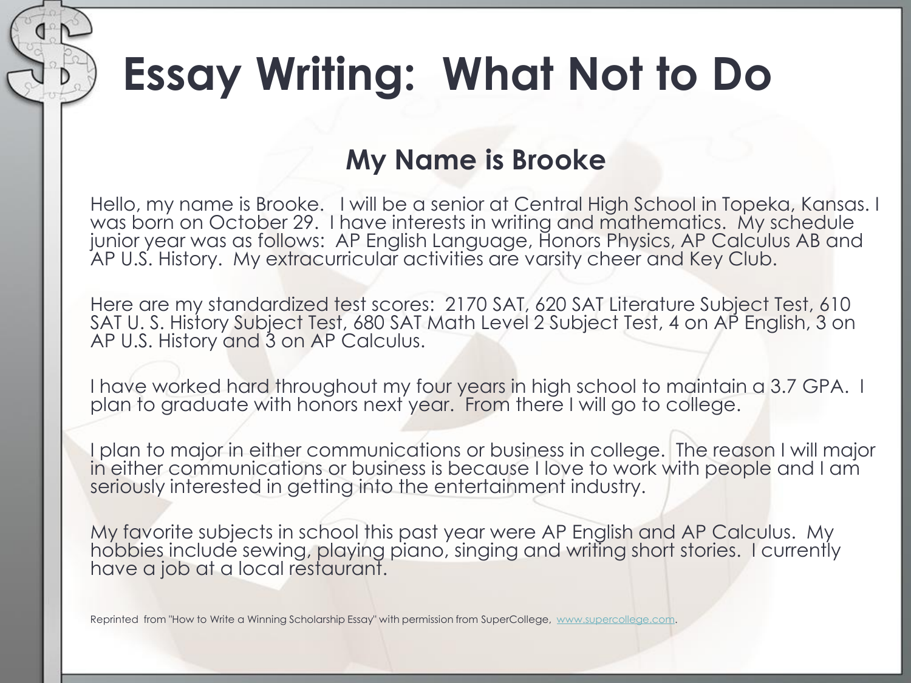# Essay Writing: What Not to Do

## My Name is Brooke

Hello, my name is Brooke. I will be a senior at Central High School in Topeka, Kansas. I was born on October 29. I have interests in writing and mathematics. My schedule junior year was as follows: AP English Language, Honors Physics, AP Calculus AB and AP U.S. History. My extracurricular activities are varsity cheer and Key Club.

Here are my standardized test scores: 2170 SAT, 620 SAT Literature Subject Test, 610 SAT U. S. History Subject Test, 680 SAT Math Level 2 Subject Test, 4 on AP English, 3 on AP U.S. History and 3 on AP Calculus.

I have worked hard throughout my four years in high school to maintain a 3.7 GPA. I plan to graduate with honors next year. From there I will go to college.

I plan to major in either communications or business in college. The reason I will major in either communications or business is because I love to work with people and I am seriously interested in getting into the entertainment industry.

My favorite subjects in school this past year were AP English and AP Calculus. My hobbies include sewing, playing piano, singing and writing short stories. I currently have a job at a local restaurant.

Reprinted from "How to Write a Winning Scholarship Essay" with permission from SuperCollege, www.supercollege.com.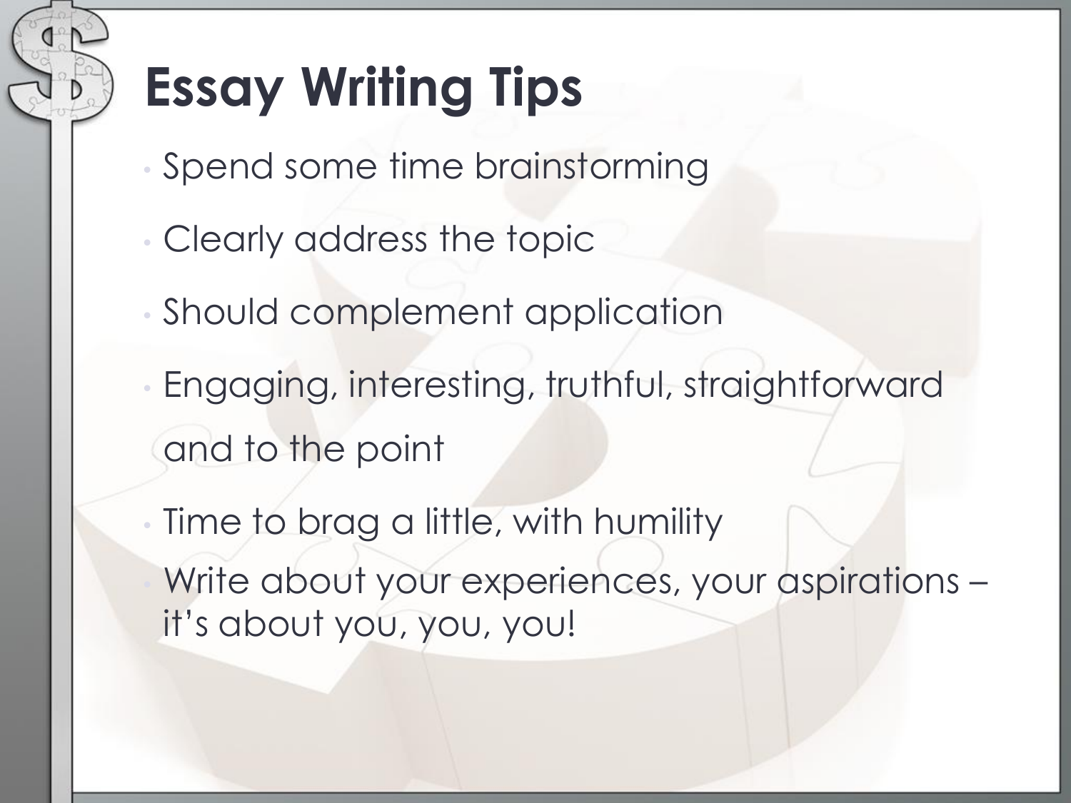# Essay Writing Tips

- Spend some time brainstorming
- Clearly address the topic
- Should complement application
- Engaging, interesting, truthful, straightforward and to the point
- Time to brag a little, with humility
- Write about your experiences, your aspirations – it's about you, you, you!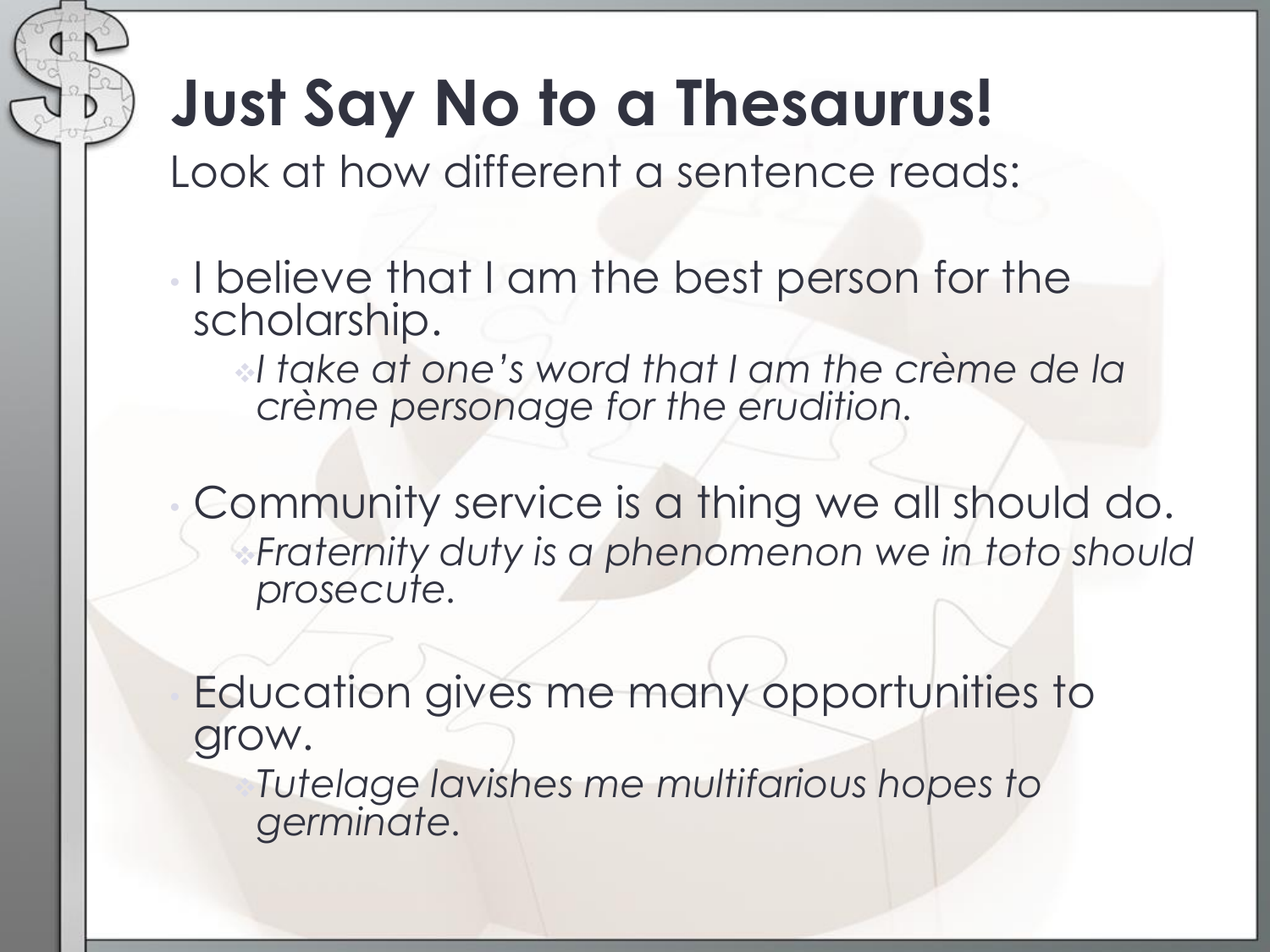# Just Say No to a Thesaurus!

Look at how different a sentence reads:

- I believe that I am the best person for the scholarship.
  - *I take at one's word that I am the crème de la crème personage for the erudition.*
- Community service is a thing we all should do.
  - *Fraternity duty is a phenomenon we in toto should prosecute.*
- Education gives me many opportunities to grow.
  - *Tutelage lavishes me multifarious hopes to germinate.*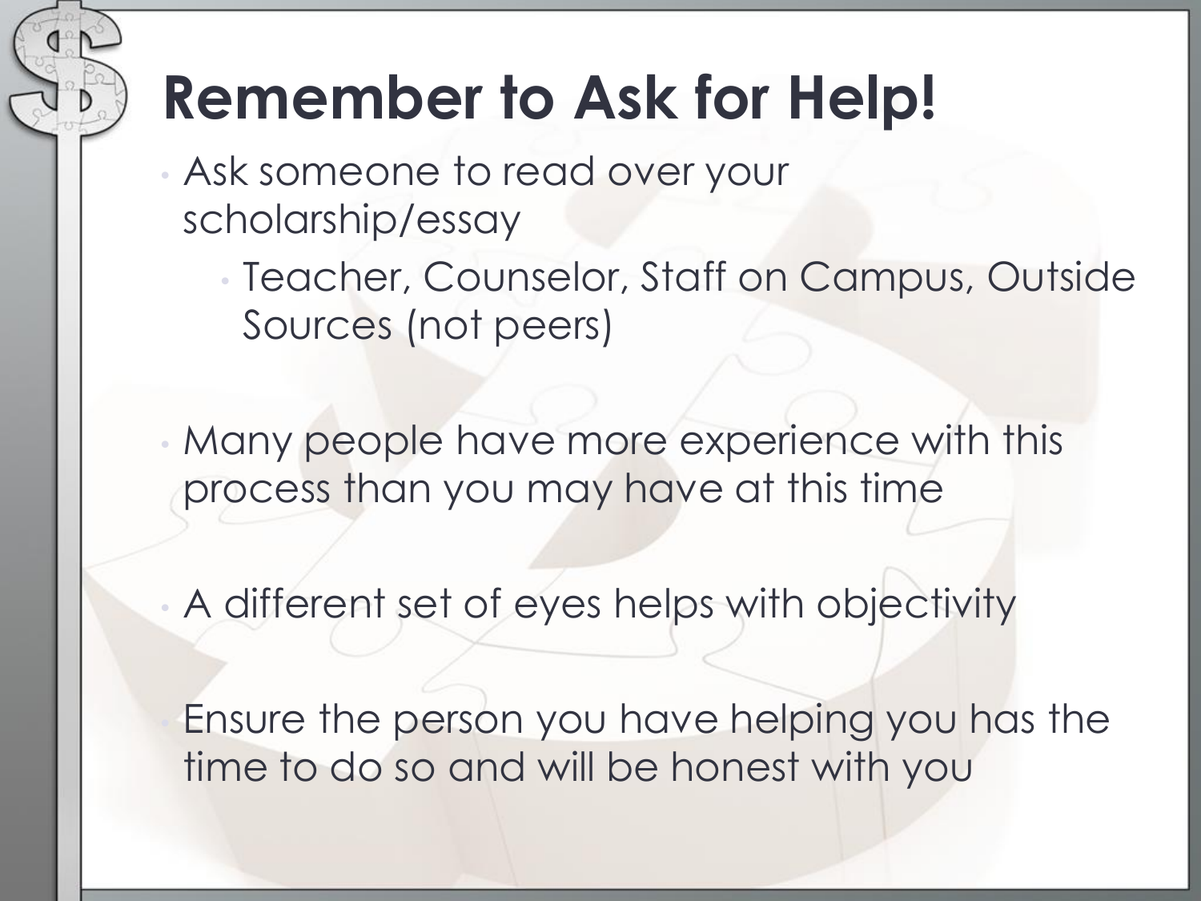# Remember to Ask for Help!

- Ask someone to read over your scholarship/essay
  - Teacher, Counselor, Staff on Campus, Outside Sources (not peers)
- Many people have more experience with this process than you may have at this time
- A different set of eyes helps with objectivity
- Ensure the person you have helping you has the time to do so and will be honest with you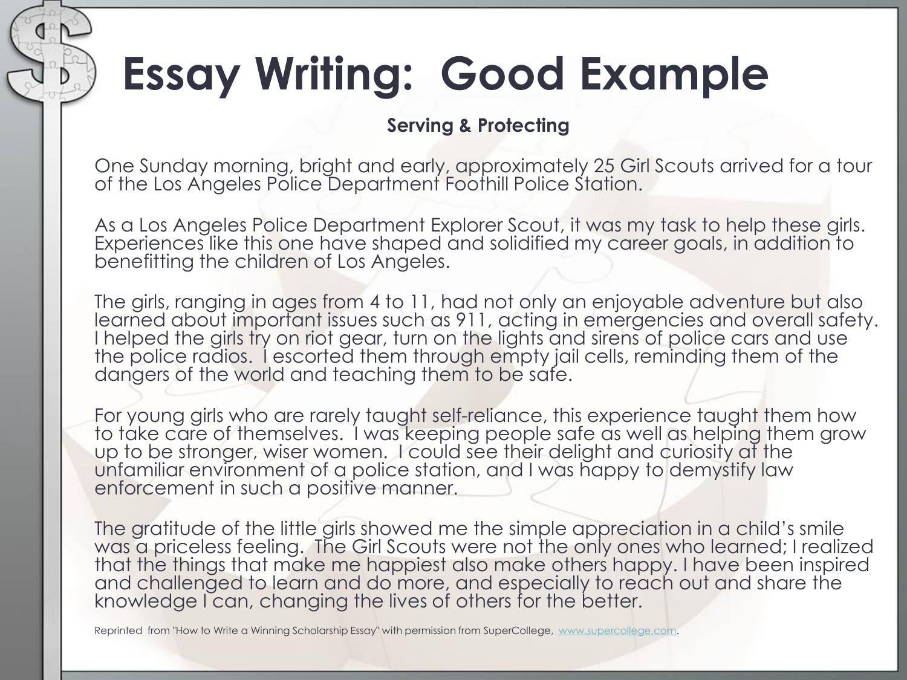# Essay Writing: Good Example

**Serving & Protecting**

One Sunday morning, bright and early, approximately 25 Girl Scouts arrived for a tour of the Los Angeles Police Department Foothill Police Station.

As a Los Angeles Police Department Explorer Scout, it was my task to help these girls. Experiences like this one have shaped and solidified my career goals, in addition to benefitting the children of Los Angeles.

The girls, ranging in ages from 4 to 11, had not only an enjoyable adventure but also learned about important issues such as 911, acting in emergencies and overall safety. I helped the girls try on riot gear, turn on the lights and sirens of police cars and use the police radios. I escorted them through empty jail cells, reminding them of the dangers of the world and teaching them to be safe.

For young girls who are rarely taught self-reliance, this experience taught them how to take care of themselves. I was keeping people safe as well as helping them grow up to be stronger, wiser women. I could see their delight and curiosity at the unfamiliar environment of a police station, and I was happy to demystify law enforcement in such a positive manner.

The gratitude of the little girls showed me the simple appreciation in a child's smile was a priceless feeling. The Girl Scouts were not the only ones who learned; I realized that the things that make me happiest also make others happy. I have been inspired and challenged to learn and do more, and especially to reach out and share the knowledge I can, changing the lives of others for the better.

Reprinted from "How to Write a Winning Scholarship Essay" with permission from SuperCollege, www.supercollege.com.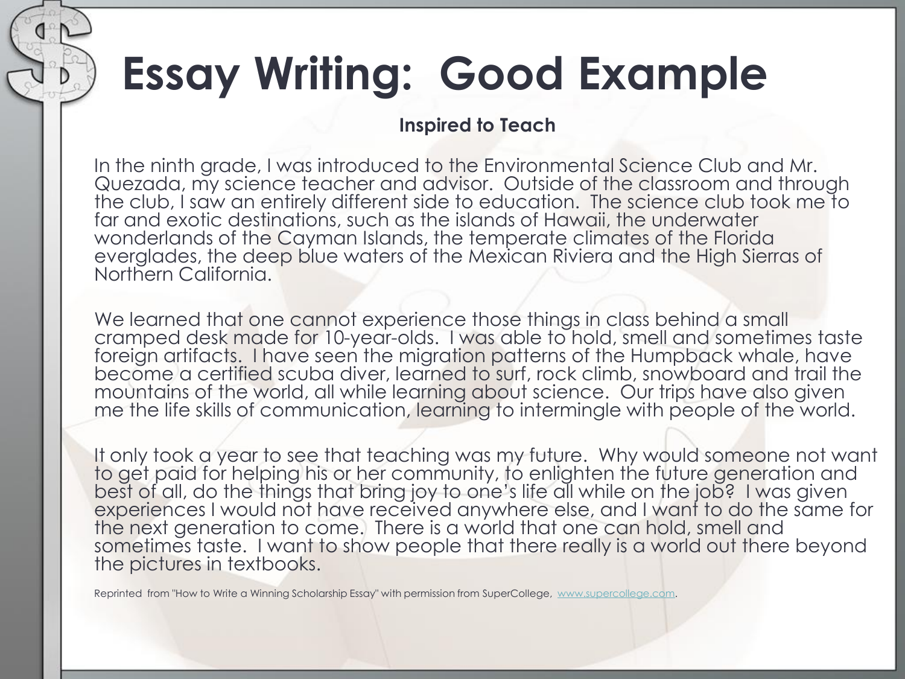# Essay Writing: Good Example

**Inspired to Teach**

In the ninth grade, I was introduced to the Environmental Science Club and Mr. Quezada, my science teacher and advisor. Outside of the classroom and through the club, I saw an entirely different side to education. The science club took me to far and exotic destinations, such as the islands of Hawaii, the underwater wonderlands of the Cayman Islands, the temperate climates of the Florida everglades, the deep blue waters of the Mexican Riviera and the High Sierras of Northern California.

We learned that one cannot experience those things in class behind a small cramped desk made for 10-year-olds. I was able to hold, smell and sometimes taste foreign artifacts. I have seen the migration patterns of the Humpback whale, have become a certified scuba diver, learned to surf, rock climb, snowboard and trail the mountains of the world, all while learning about science. Our trips have also given me the life skills of communication, learning to intermingle with people of the world.

It only took a year to see that teaching was my future. Why would someone not want to get paid for helping his or her community, to enlighten the future generation and best of all, do the things that bring joy to one's life all while on the job? I was given experiences I would not have received anywhere else, and I want to do the same for the next generation to come. There is a world that one can hold, smell and sometimes taste. I want to show people that there really is a world out there beyond the pictures in textbooks.

Reprinted from "How to Write a Winning Scholarship Essay" with permission from SuperCollege, www.supercollege.com.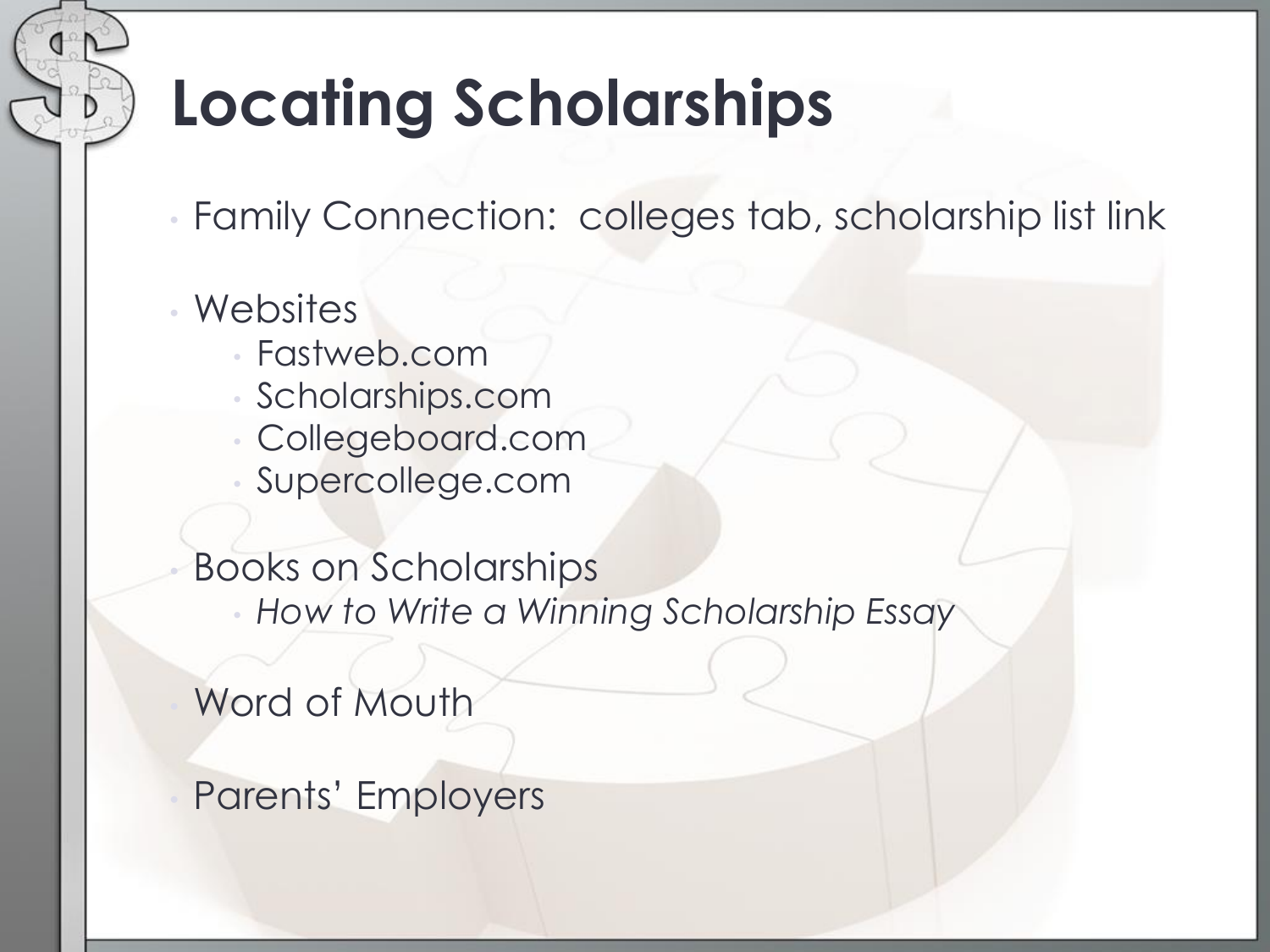# Locating Scholarships

- Family Connection:  colleges tab, scholarship list link
- Websites
  - Fastweb.com
  - Scholarships.com
  - Collegeboard.com
  - Supercollege.com
- Books on Scholarships
  - *How to Write a Winning Scholarship Essay*
- Word of Mouth
- Parents' Employers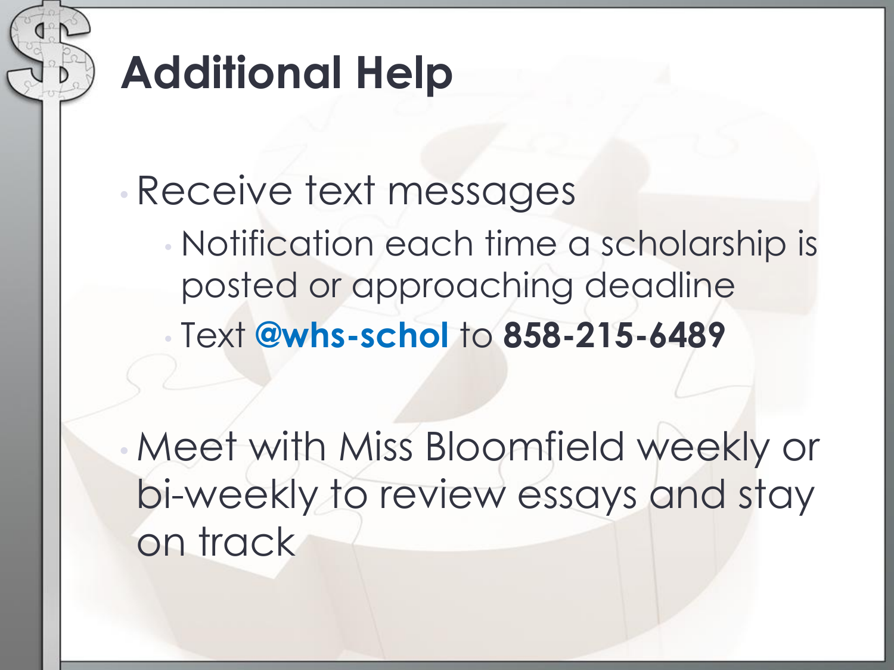# Additional Help

- Receive text messages
  - Notification each time a scholarship is posted or approaching deadline
  - Text **@whs-schol** to **858-215-6489**
- Meet with Miss Bloomfield weekly or bi-weekly to review essays and stay on track